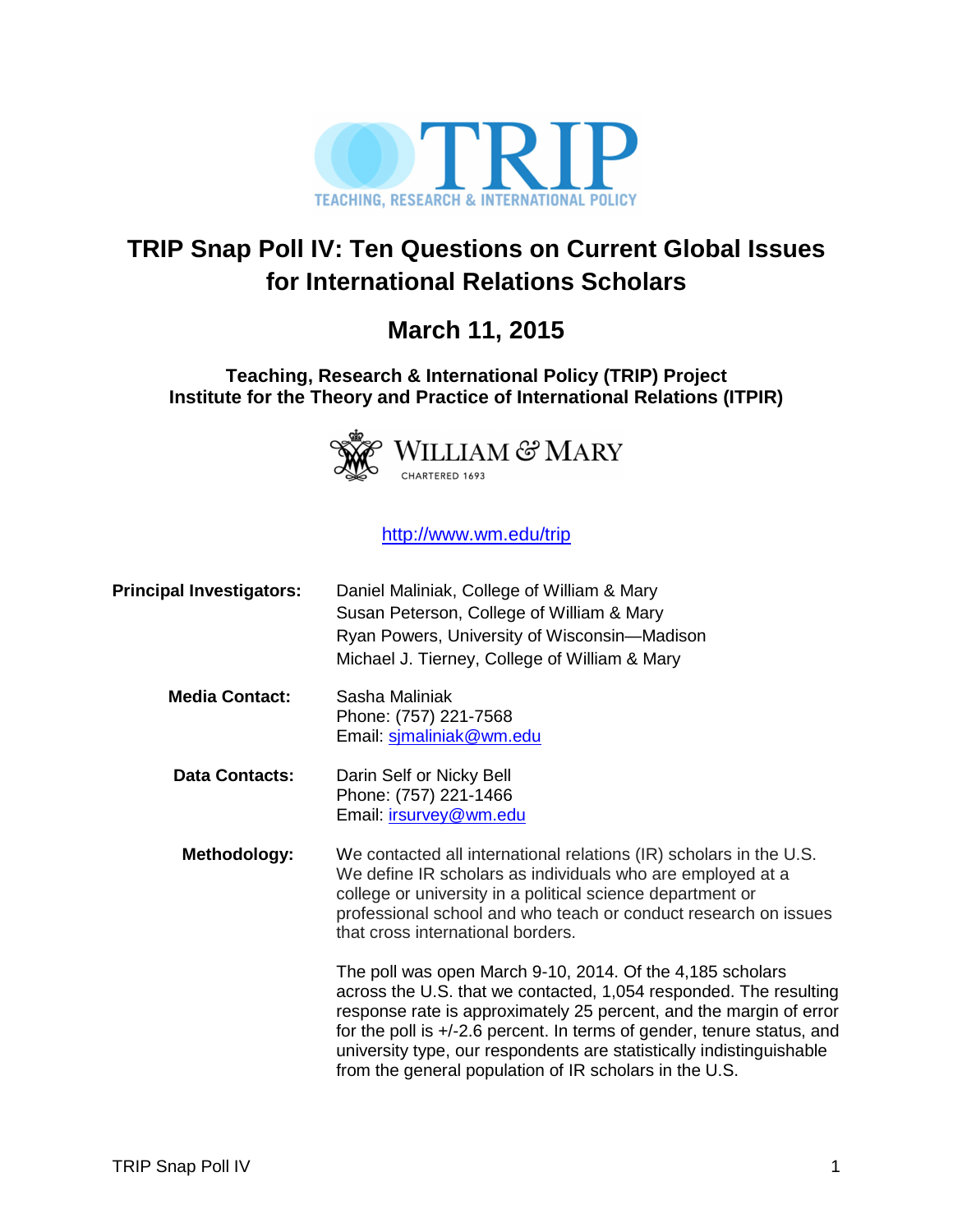TRIP

TEACHING, RESEARCH & INTERNATIONAL POLICY

# TRIP Snap Poll IV: Ten Questions on Current Global Issues for International Relations Scholars

## March 11, 2015

**Teaching, Research & International Policy (TRIP) Project**
**Institute for the Theory and Practice of International Relations (ITPIR)**

WILLIAM & MARY
CHARTERED 1693

http://www.wm.edu/trip

**Principal Investigators:**
Daniel Maliniak, College of William & Mary
Susan Peterson, College of William & Mary
Ryan Powers, University of Wisconsin—Madison
Michael J. Tierney, College of William & Mary

**Media Contact:**
Sasha Maliniak
Phone: (757) 221-7568
Email: sjmaliniak@wm.edu

**Data Contacts:**
Darin Self or Nicky Bell
Phone: (757) 221-1466
Email: irsurvey@wm.edu

**Methodology:**
We contacted all international relations (IR) scholars in the U.S. We define IR scholars as individuals who are employed at a college or university in a political science department or professional school and who teach or conduct research on issues that cross international borders.

The poll was open March 9-10, 2014. Of the 4,185 scholars across the U.S. that we contacted, 1,054 responded. The resulting response rate is approximately 25 percent, and the margin of error for the poll is +/-2.6 percent. In terms of gender, tenure status, and university type, our respondents are statistically indistinguishable from the general population of IR scholars in the U.S.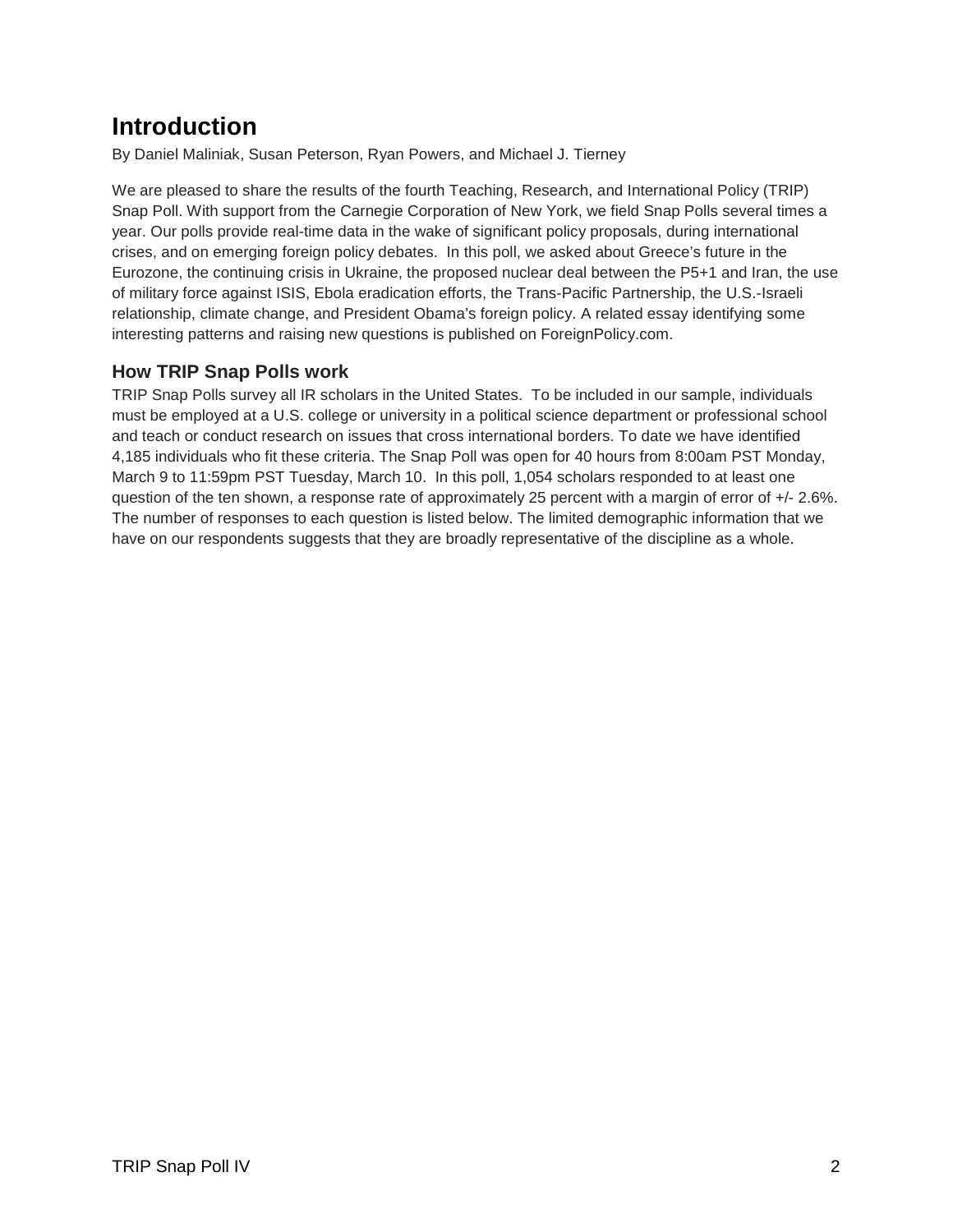# Introduction

By Daniel Maliniak, Susan Peterson, Ryan Powers, and Michael J. Tierney

We are pleased to share the results of the fourth Teaching, Research, and International Policy (TRIP) Snap Poll. With support from the Carnegie Corporation of New York, we field Snap Polls several times a year. Our polls provide real-time data in the wake of significant policy proposals, during international crises, and on emerging foreign policy debates. In this poll, we asked about Greece's future in the Eurozone, the continuing crisis in Ukraine, the proposed nuclear deal between the P5+1 and Iran, the use of military force against ISIS, Ebola eradication efforts, the Trans-Pacific Partnership, the U.S.-Israeli relationship, climate change, and President Obama's foreign policy. A related essay identifying some interesting patterns and raising new questions is published on ForeignPolicy.com.

## How TRIP Snap Polls work

TRIP Snap Polls survey all IR scholars in the United States. To be included in our sample, individuals must be employed at a U.S. college or university in a political science department or professional school and teach or conduct research on issues that cross international borders. To date we have identified 4,185 individuals who fit these criteria. The Snap Poll was open for 40 hours from 8:00am PST Monday, March 9 to 11:59pm PST Tuesday, March 10. In this poll, 1,054 scholars responded to at least one question of the ten shown, a response rate of approximately 25 percent with a margin of error of +/- 2.6%. The number of responses to each question is listed below. The limited demographic information that we have on our respondents suggests that they are broadly representative of the discipline as a whole.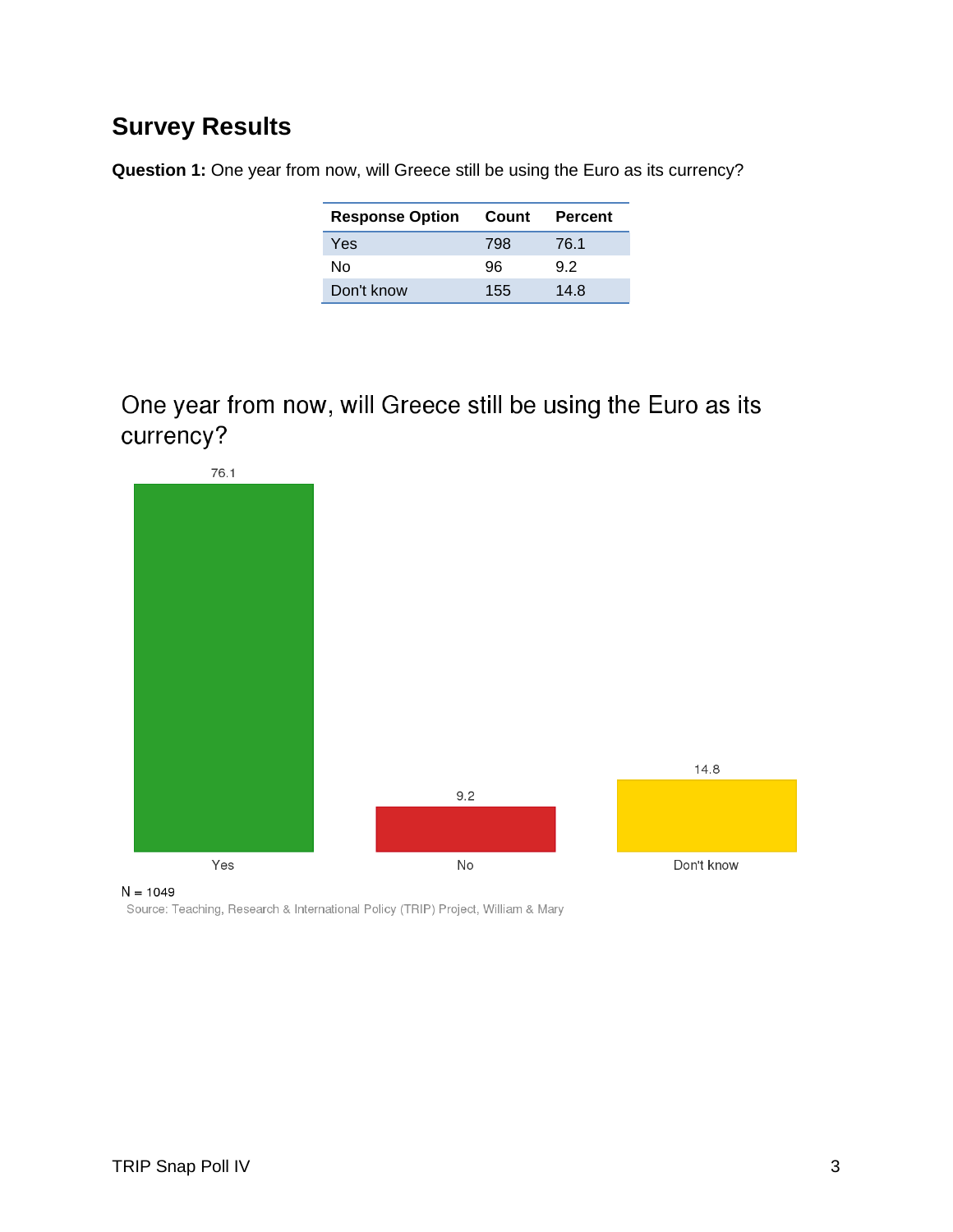## Survey Results

**Question 1:** One year from now, will Greece still be using the Euro as its currency?

| Response Option | Count | Percent |
|---|---|---|
| Yes | 798 | 76.1 |
| No | 96 | 9.2 |
| Don't know | 155 | 14.8 |

One year from now, will Greece still be using the Euro as its currency?

| | Yes | No | Don't know |
|---|---|---|---|
| Percent | 76.1 | 9.2 | 14.8 |

N = 1049

Source: Teaching, Research & International Policy (TRIP) Project, William & Mary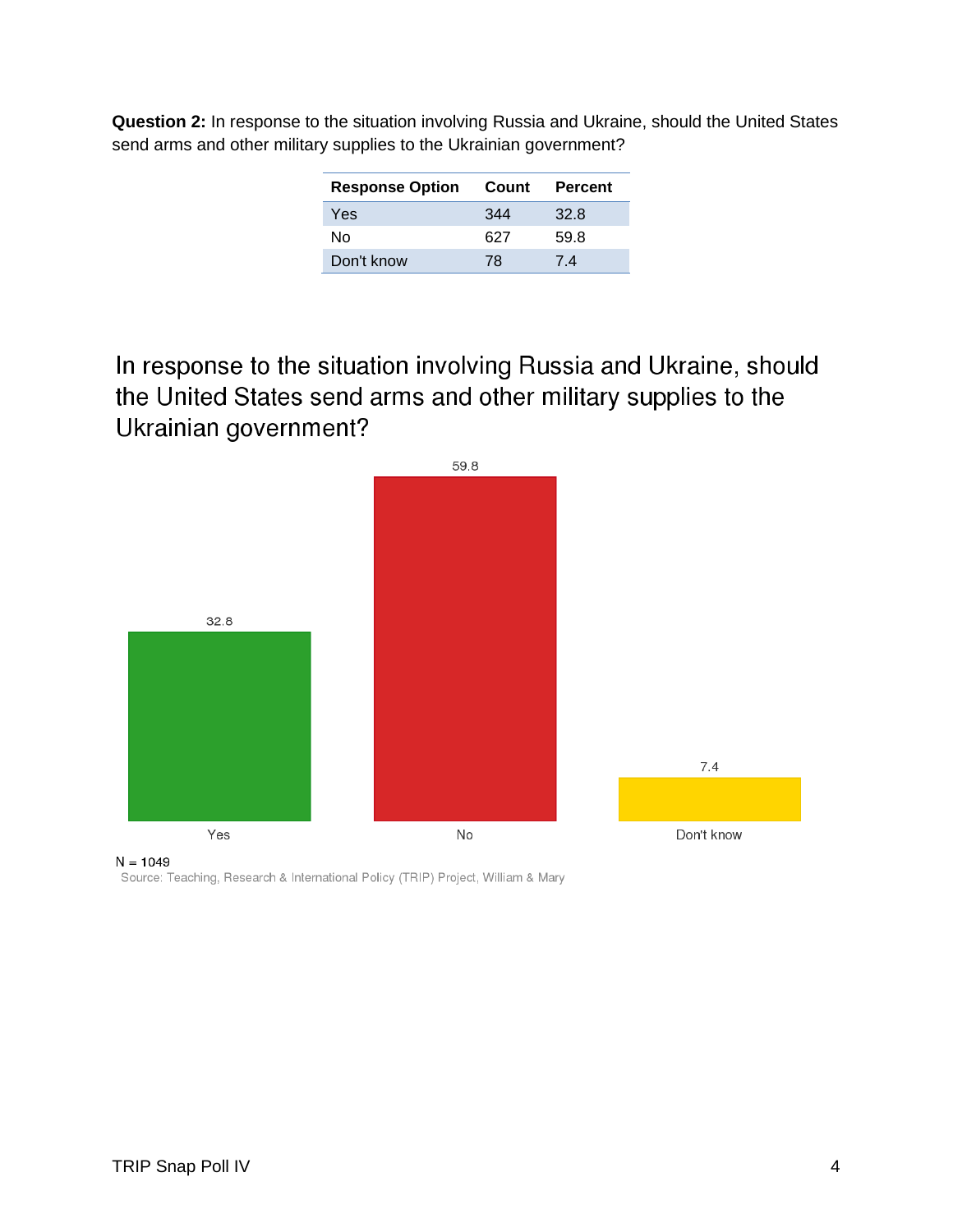**Question 2:** In response to the situation involving Russia and Ukraine, should the United States send arms and other military supplies to the Ukrainian government?

| Response Option | Count | Percent |
| --- | --- | --- |
| Yes | 344 | 32.8 |
| No | 627 | 59.8 |
| Don't know | 78 | 7.4 |

In response to the situation involving Russia and Ukraine, should the United States send arms and other military supplies to the Ukrainian government?

| | Yes | No | Don't know |
| --- | --- | --- | --- |
| Percent | 32.8 | 59.8 | 7.4 |

N = 1049

Source: Teaching, Research & International Policy (TRIP) Project, William & Mary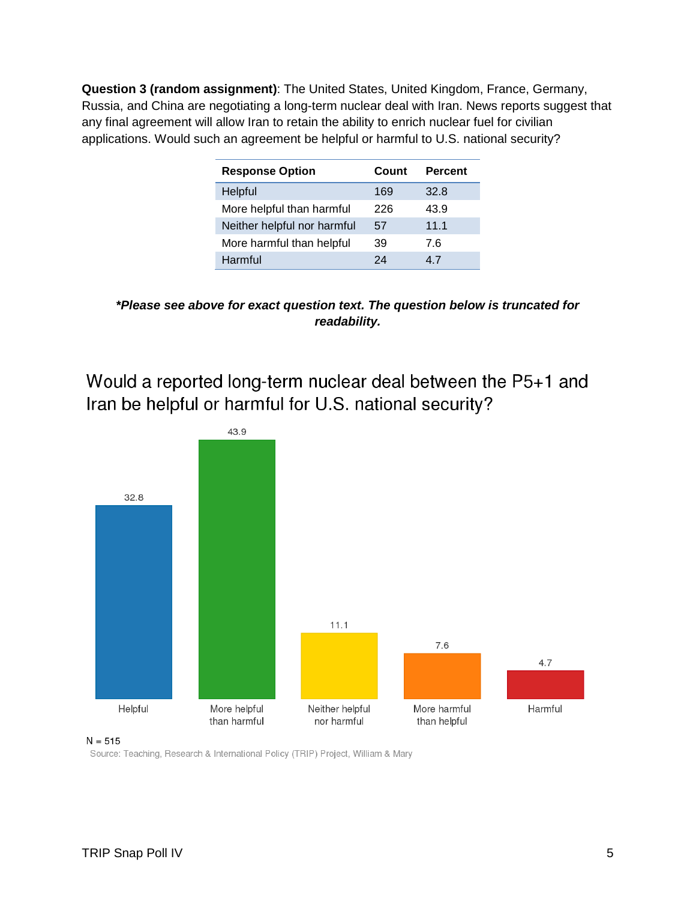**Question 3 (random assignment)**: The United States, United Kingdom, France, Germany, Russia, and China are negotiating a long-term nuclear deal with Iran. News reports suggest that any final agreement will allow Iran to retain the ability to enrich nuclear fuel for civilian applications. Would such an agreement be helpful or harmful to U.S. national security?

| Response Option | Count | Percent |
|---|---|---|
| Helpful | 169 | 32.8 |
| More helpful than harmful | 226 | 43.9 |
| Neither helpful nor harmful | 57 | 11.1 |
| More harmful than helpful | 39 | 7.6 |
| Harmful | 24 | 4.7 |

***Please see above for exact question text. The question below is truncated for readability.***

Would a reported long-term nuclear deal between the P5+1 and Iran be helpful or harmful for U.S. national security?

| Helpful | More helpful than harmful | Neither helpful nor harmful | More harmful than helpful | Harmful |
|---|---|---|---|---|
| 32.8 | 43.9 | 11.1 | 7.6 | 4.7 |

N = 515

Source: Teaching, Research & International Policy (TRIP) Project, William & Mary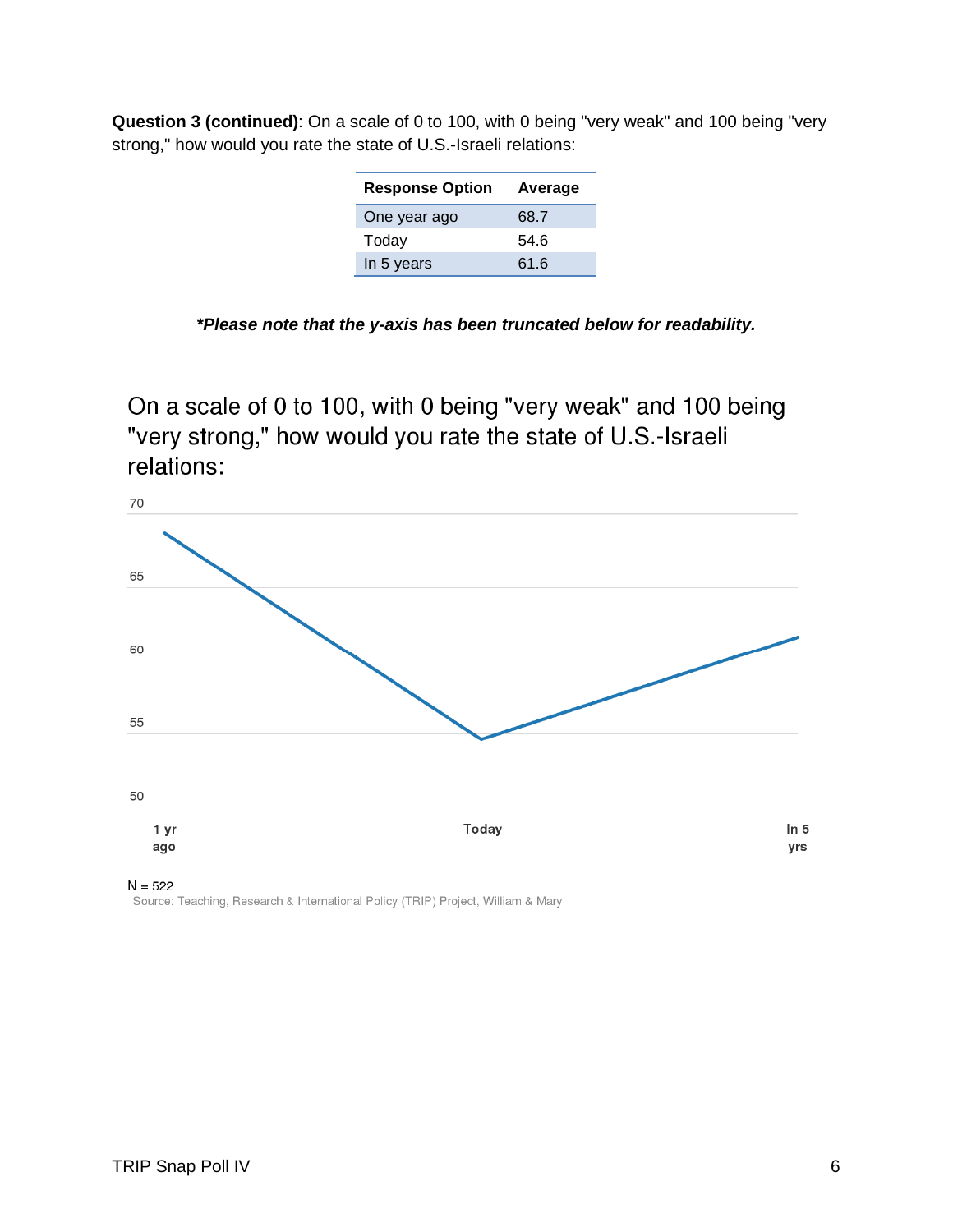**Question 3 (continued)**: On a scale of 0 to 100, with 0 being "very weak" and 100 being "very strong," how would you rate the state of U.S.-Israeli relations:

| Response Option | Average |
| --- | --- |
| One year ago | 68.7 |
| Today | 54.6 |
| In 5 years | 61.6 |

***Please note that the y-axis has been truncated below for readability.***

On a scale of 0 to 100, with 0 being "very weak" and 100 being "very strong," how would you rate the state of U.S.-Israeli relations:

N = 522

Source: Teaching, Research & International Policy (TRIP) Project, William & Mary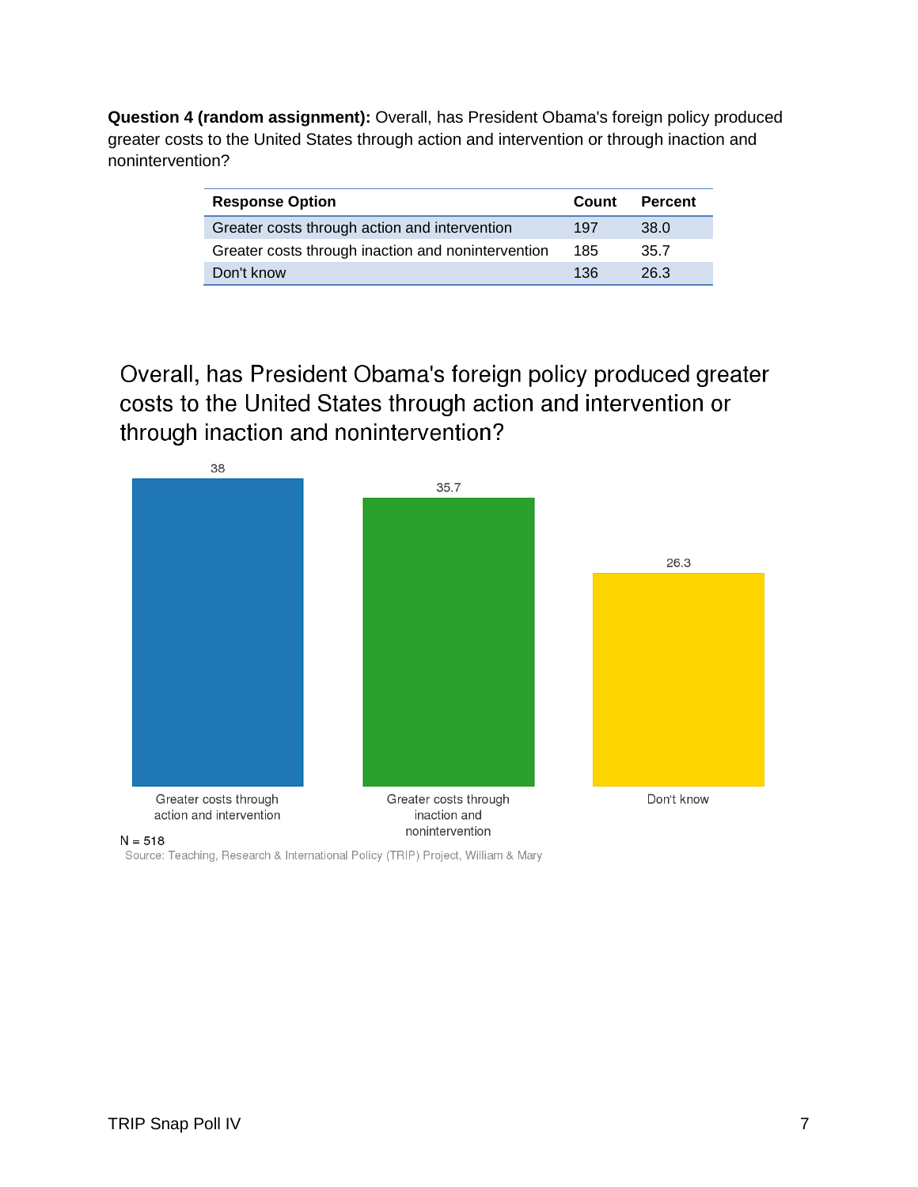**Question 4 (random assignment):** Overall, has President Obama's foreign policy produced greater costs to the United States through action and intervention or through inaction and nonintervention?

| Response Option | Count | Percent |
|---|---|---|
| Greater costs through action and intervention | 197 | 38.0 |
| Greater costs through inaction and nonintervention | 185 | 35.7 |
| Don't know | 136 | 26.3 |

Overall, has President Obama's foreign policy produced greater costs to the United States through action and intervention or through inaction and nonintervention?

| Response | Percent |
|---|---|
| Greater costs through action and intervention | 38 |
| Greater costs through inaction and nonintervention | 35.7 |
| Don't know | 26.3 |

N = 518

Source: Teaching, Research & International Policy (TRIP) Project, William & Mary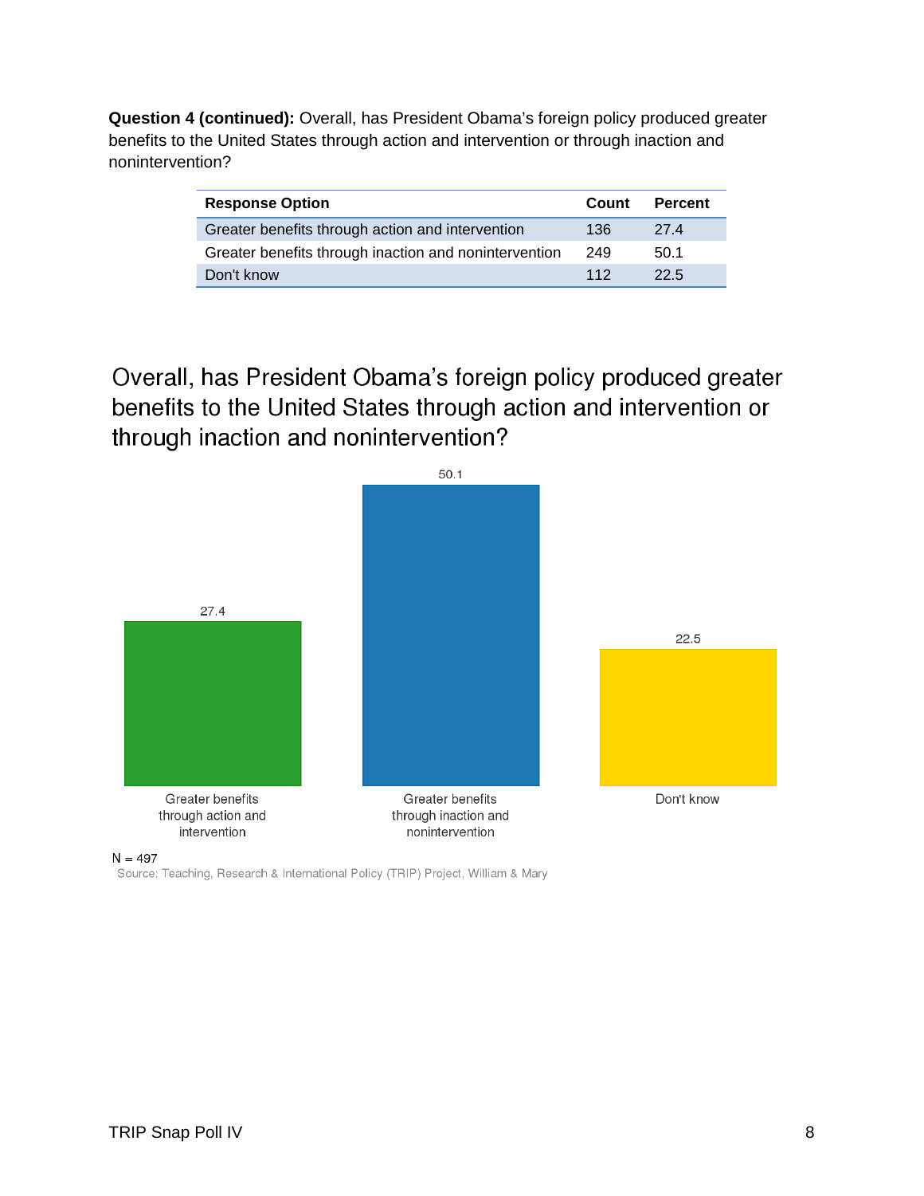**Question 4 (continued):** Overall, has President Obama's foreign policy produced greater benefits to the United States through action and intervention or through inaction and nonintervention?

| Response Option | Count | Percent |
|---|---|---|
| Greater benefits through action and intervention | 136 | 27.4 |
| Greater benefits through inaction and nonintervention | 249 | 50.1 |
| Don't know | 112 | 22.5 |

Overall, has President Obama's foreign policy produced greater benefits to the United States through action and intervention or through inaction and nonintervention?

| Response | Percent |
|---|---|
| Greater benefits through action and intervention | 27.4 |
| Greater benefits through inaction and nonintervention | 50.1 |
| Don't know | 22.5 |

N = 497

Source: Teaching, Research & International Policy (TRIP) Project, William & Mary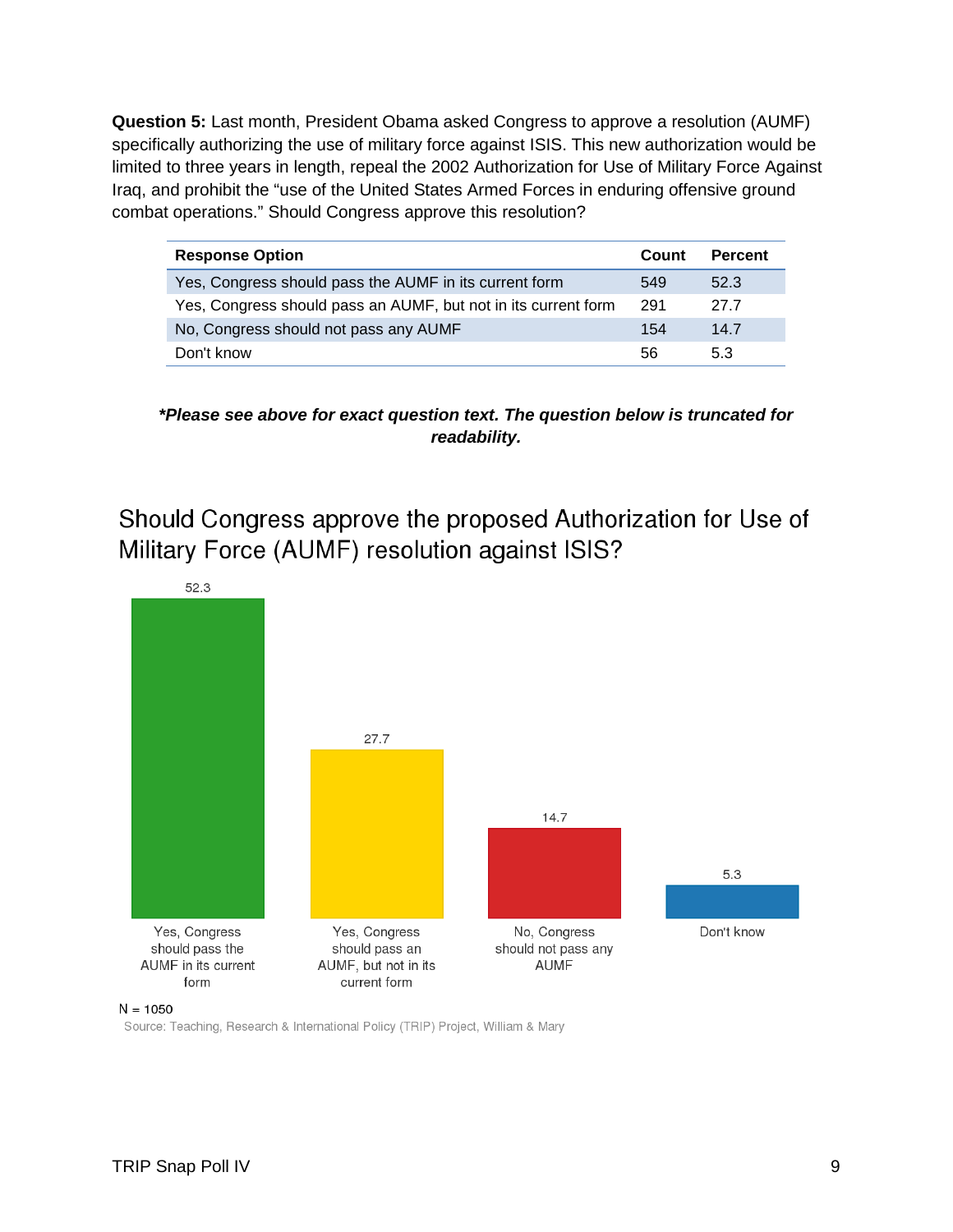**Question 5:** Last month, President Obama asked Congress to approve a resolution (AUMF) specifically authorizing the use of military force against ISIS. This new authorization would be limited to three years in length, repeal the 2002 Authorization for Use of Military Force Against Iraq, and prohibit the "use of the United States Armed Forces in enduring offensive ground combat operations." Should Congress approve this resolution?

| Response Option | Count | Percent |
|---|---|---|
| Yes, Congress should pass the AUMF in its current form | 549 | 52.3 |
| Yes, Congress should pass an AUMF, but not in its current form | 291 | 27.7 |
| No, Congress should not pass any AUMF | 154 | 14.7 |
| Don't know | 56 | 5.3 |

***Please see above for exact question text. The question below is truncated for readability.***

## Should Congress approve the proposed Authorization for Use of Military Force (AUMF) resolution against ISIS?

| Response | Percent |
|---|---|
| Yes, Congress should pass the AUMF in its current form | 52.3 |
| Yes, Congress should pass an AUMF, but not in its current form | 27.7 |
| No, Congress should not pass any AUMF | 14.7 |
| Don't know | 5.3 |

N = 1050

Source: Teaching, Research & International Policy (TRIP) Project, William & Mary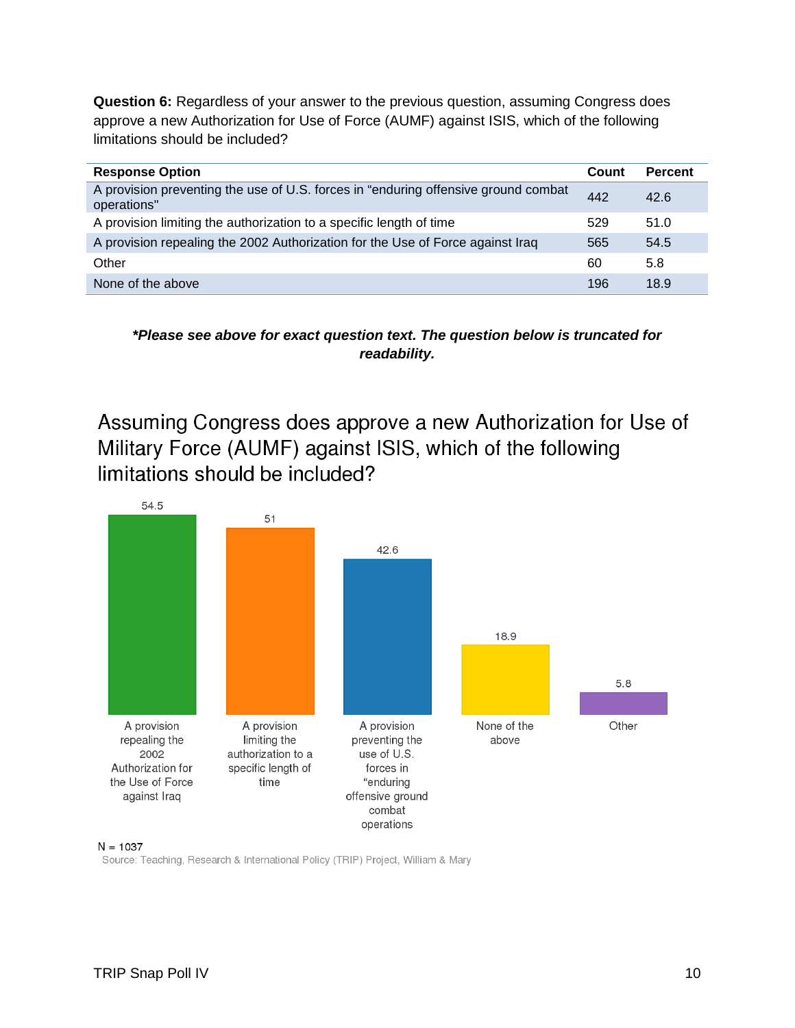**Question 6:** Regardless of your answer to the previous question, assuming Congress does approve a new Authorization for Use of Force (AUMF) against ISIS, which of the following limitations should be included?

| Response Option | Count | Percent |
|---|---|---|
| A provision preventing the use of U.S. forces in "enduring offensive ground combat operations" | 442 | 42.6 |
| A provision limiting the authorization to a specific length of time | 529 | 51.0 |
| A provision repealing the 2002 Authorization for the Use of Force against Iraq | 565 | 54.5 |
| Other | 60 | 5.8 |
| None of the above | 196 | 18.9 |

***Please see above for exact question text. The question below is truncated for readability.***

## Assuming Congress does approve a new Authorization for Use of Military Force (AUMF) against ISIS, which of the following limitations should be included?

| Response | Percent |
|---|---|
| A provision repealing the 2002 Authorization for the Use of Force against Iraq | 54.5 |
| A provision limiting the authorization to a specific length of time | 51 |
| A provision preventing the use of U.S. forces in "enduring offensive ground combat operations | 42.6 |
| None of the above | 18.9 |
| Other | 5.8 |

N = 1037

Source: Teaching, Research & International Policy (TRIP) Project, William & Mary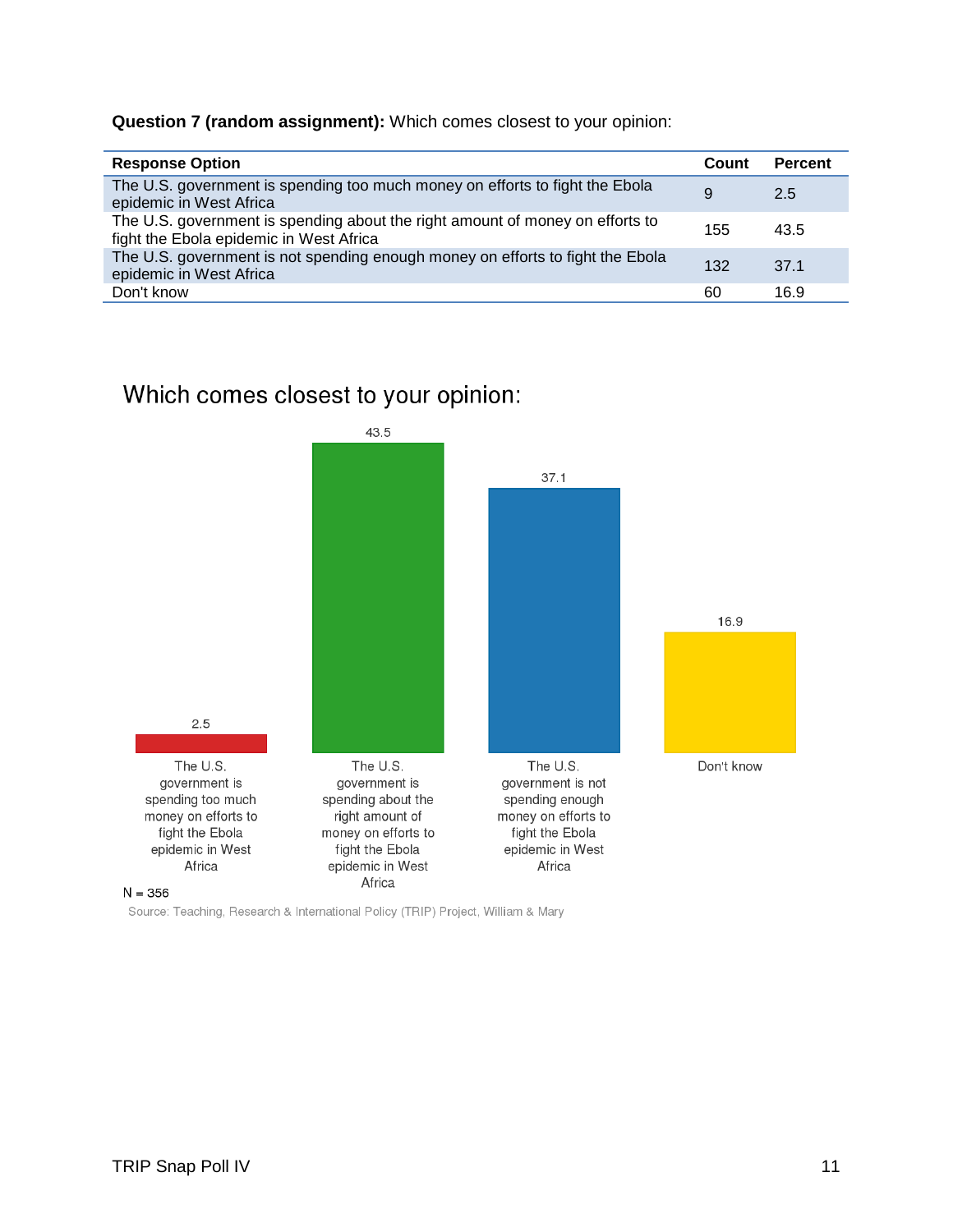**Question 7 (random assignment):** Which comes closest to your opinion:

| Response Option | Count | Percent |
|---|---|---|
| The U.S. government is spending too much money on efforts to fight the Ebola epidemic in West Africa | 9 | 2.5 |
| The U.S. government is spending about the right amount of money on efforts to fight the Ebola epidemic in West Africa | 155 | 43.5 |
| The U.S. government is not spending enough money on efforts to fight the Ebola epidemic in West Africa | 132 | 37.1 |
| Don't know | 60 | 16.9 |

Which comes closest to your opinion:

| Response | Percent |
|---|---|
| The U.S. government is spending too much money on efforts to fight the Ebola epidemic in West Africa | 2.5 |
| The U.S. government is spending about the right amount of money on efforts to fight the Ebola epidemic in West Africa | 43.5 |
| The U.S. government is not spending enough money on efforts to fight the Ebola epidemic in West Africa | 37.1 |
| Don't know | 16.9 |

N = 356

Source: Teaching, Research & International Policy (TRIP) Project, William & Mary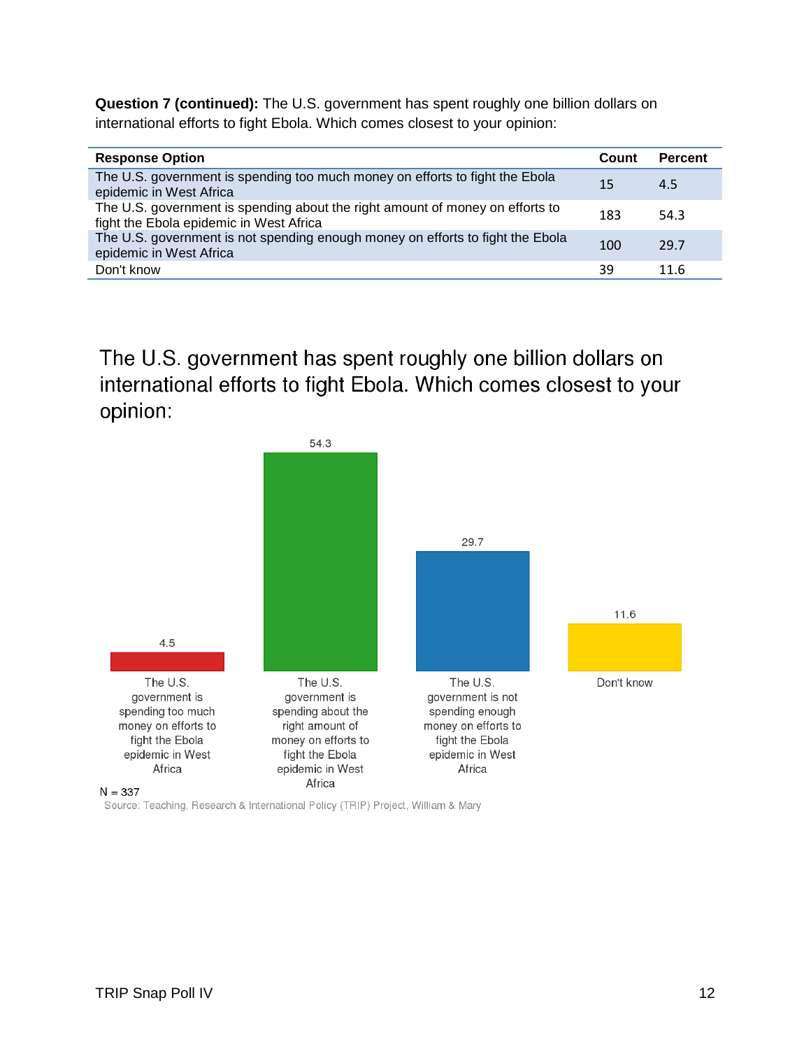**Question 7 (continued):** The U.S. government has spent roughly one billion dollars on international efforts to fight Ebola. Which comes closest to your opinion:

| Response Option | Count | Percent |
|---|---|---|
| The U.S. government is spending too much money on efforts to fight the Ebola epidemic in West Africa | 15 | 4.5 |
| The U.S. government is spending about the right amount of money on efforts to fight the Ebola epidemic in West Africa | 183 | 54.3 |
| The U.S. government is not spending enough money on efforts to fight the Ebola epidemic in West Africa | 100 | 29.7 |
| Don't know | 39 | 11.6 |

The U.S. government has spent roughly one billion dollars on international efforts to fight Ebola. Which comes closest to your opinion:

| Response | Percent |
|---|---|
| The U.S. government is spending too much money on efforts to fight the Ebola epidemic in West Africa | 4.5 |
| The U.S. government is spending about the right amount of money on efforts to fight the Ebola epidemic in West Africa | 54.3 |
| The U.S. government is not spending enough money on efforts to fight the Ebola epidemic in West Africa | 29.7 |
| Don't know | 11.6 |

N = 337

Source: Teaching, Research & International Policy (TRIP) Project, William & Mary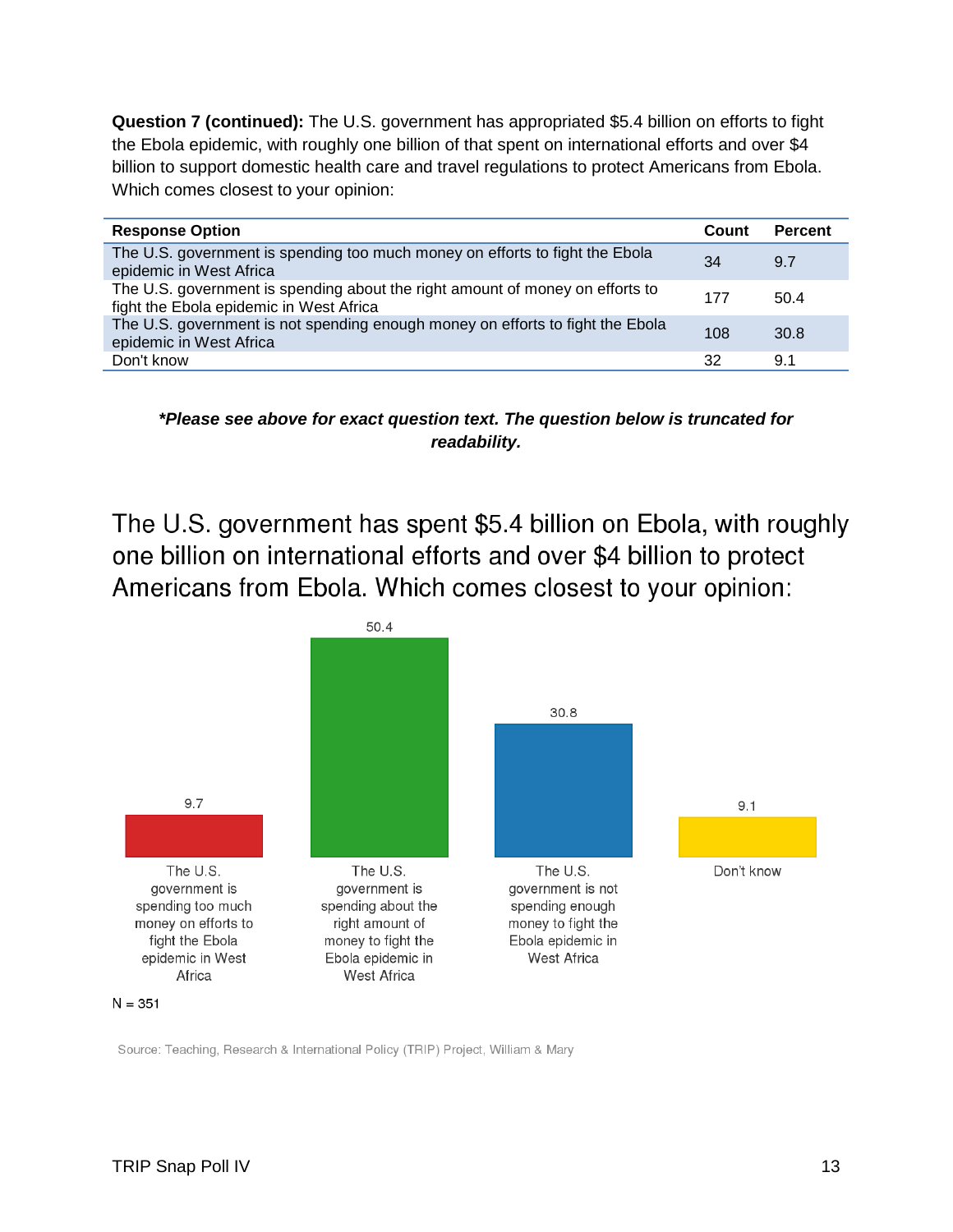**Question 7 (continued):** The U.S. government has appropriated $5.4 billion on efforts to fight the Ebola epidemic, with roughly one billion of that spent on international efforts and over $4 billion to support domestic health care and travel regulations to protect Americans from Ebola. Which comes closest to your opinion:

| Response Option | Count | Percent |
|---|---|---|
| The U.S. government is spending too much money on efforts to fight the Ebola epidemic in West Africa | 34 | 9.7 |
| The U.S. government is spending about the right amount of money on efforts to fight the Ebola epidemic in West Africa | 177 | 50.4 |
| The U.S. government is not spending enough money on efforts to fight the Ebola epidemic in West Africa | 108 | 30.8 |
| Don't know | 32 | 9.1 |

***Please see above for exact question text. The question below is truncated for readability.***

The U.S. government has spent $5.4 billion on Ebola, with roughly one billion on international efforts and over $4 billion to protect Americans from Ebola. Which comes closest to your opinion:

| Response | Percent |
|---|---|
| The U.S. government is spending too much money on efforts to fight the Ebola epidemic in West Africa | 9.7 |
| The U.S. government is spending about the right amount of money to fight the Ebola epidemic in West Africa | 50.4 |
| The U.S. government is not spending enough money to fight the Ebola epidemic in West Africa | 30.8 |
| Don't know | 9.1 |

N = 351

Source: Teaching, Research & International Policy (TRIP) Project, William & Mary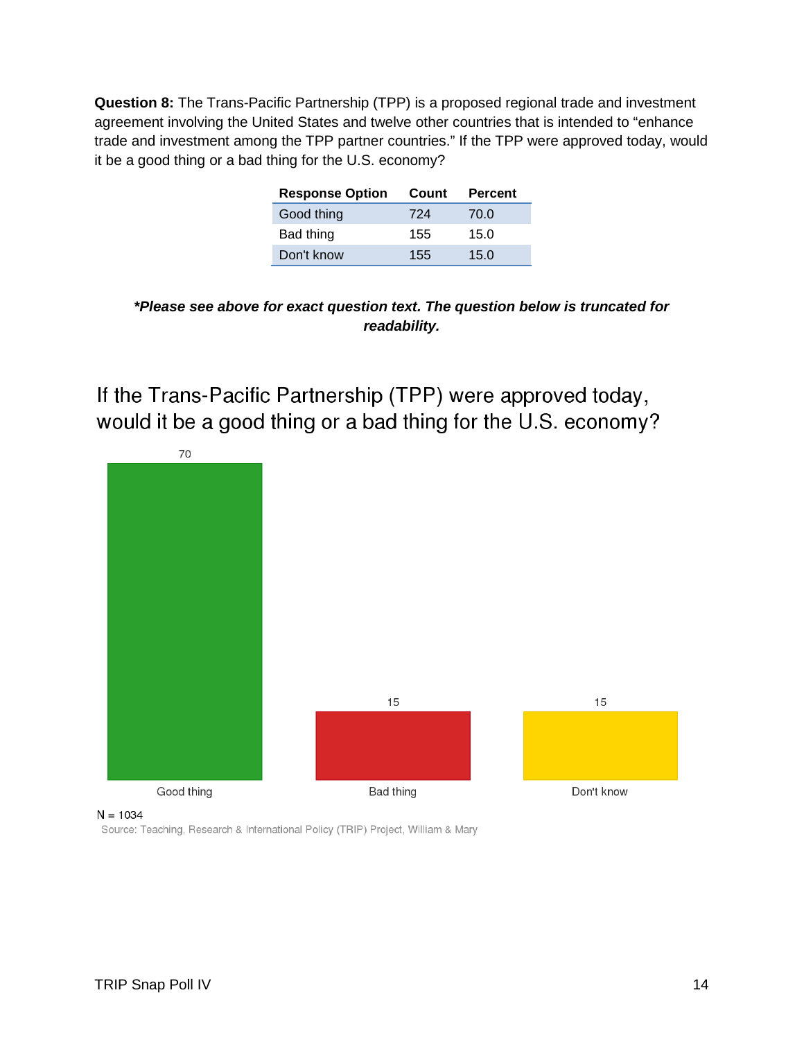**Question 8:** The Trans-Pacific Partnership (TPP) is a proposed regional trade and investment agreement involving the United States and twelve other countries that is intended to "enhance trade and investment among the TPP partner countries." If the TPP were approved today, would it be a good thing or a bad thing for the U.S. economy?

| Response Option | Count | Percent |
|---|---|---|
| Good thing | 724 | 70.0 |
| Bad thing | 155 | 15.0 |
| Don't know | 155 | 15.0 |

***Please see above for exact question text. The question below is truncated for readability.***

If the Trans-Pacific Partnership (TPP) were approved today, would it be a good thing or a bad thing for the U.S. economy?

70

15

15

Good thing

Bad thing

Don't know

N = 1034

Source: Teaching, Research & International Policy (TRIP) Project, William & Mary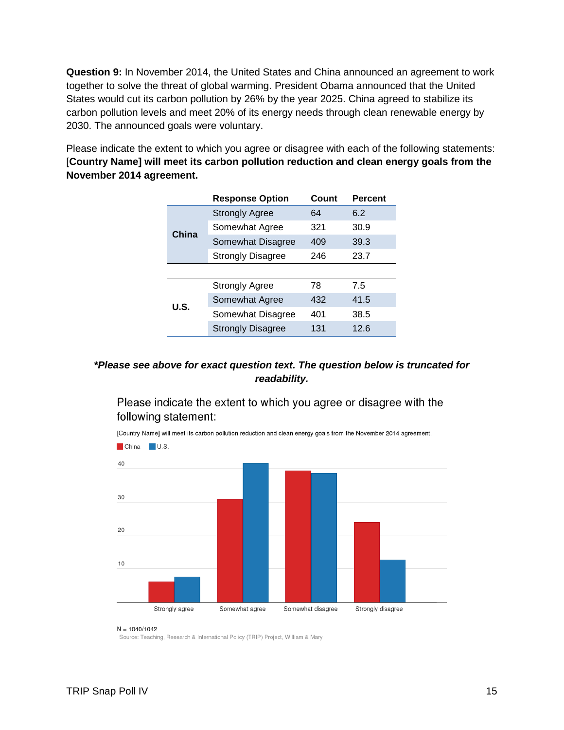**Question 9:** In November 2014, the United States and China announced an agreement to work together to solve the threat of global warming. President Obama announced that the United States would cut its carbon pollution by 26% by the year 2025. China agreed to stabilize its carbon pollution levels and meet 20% of its energy needs through clean renewable energy by 2030. The announced goals were voluntary.

Please indicate the extent to which you agree or disagree with each of the following statements: [**Country Name] will meet its carbon pollution reduction and clean energy goals from the November 2014 agreement.**

| | Response Option | Count | Percent |
|---|---|---|---|
| **China** | Strongly Agree | 64 | 6.2 |
| | Somewhat Agree | 321 | 30.9 |
| | Somewhat Disagree | 409 | 39.3 |
| | Strongly Disagree | 246 | 23.7 |
| **U.S.** | Strongly Agree | 78 | 7.5 |
| | Somewhat Agree | 432 | 41.5 |
| | Somewhat Disagree | 401 | 38.5 |
| | Strongly Disagree | 131 | 12.6 |

***Please see above for exact question text. The question below is truncated for readability.***

Please indicate the extent to which you agree or disagree with the following statement:

[Country Name] will meet its carbon pollution reduction and clean energy goals from the November 2014 agreement.

China U.S.

40

30

20

10

Strongly agree Somewhat agree Somewhat disagree Strongly disagree

N = 1040/1042

Source: Teaching, Research & International Policy (TRIP) Project, William & Mary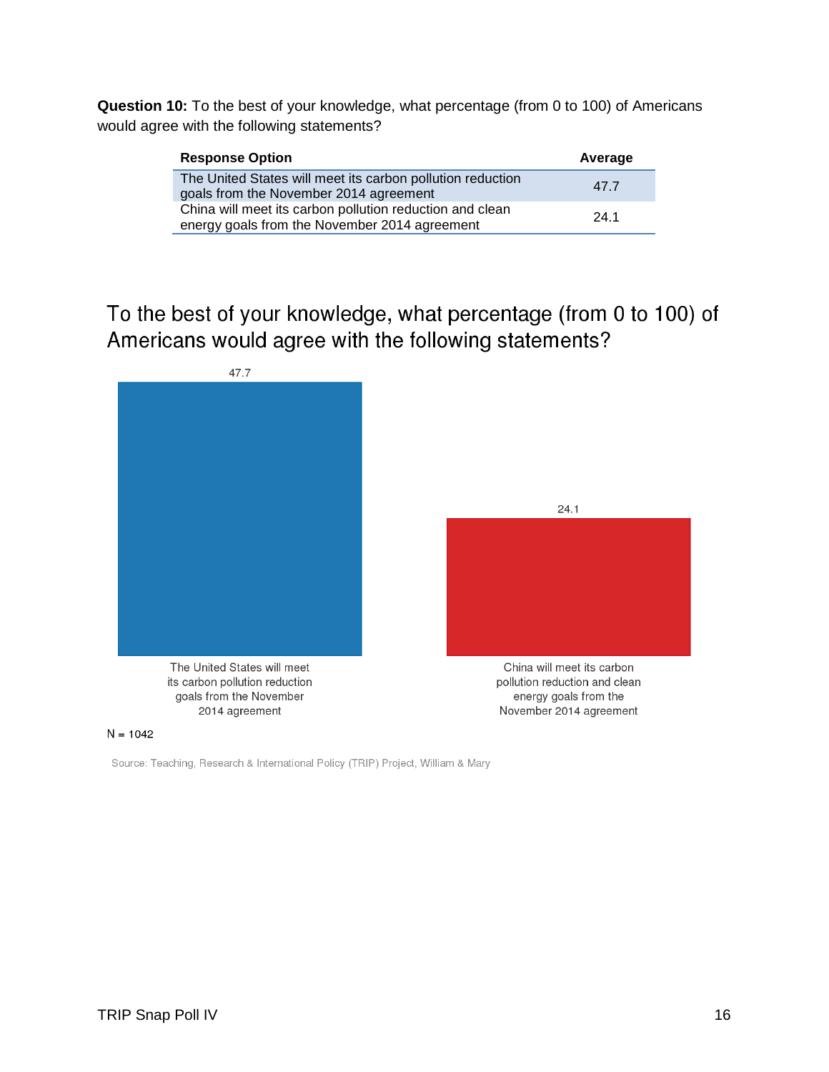**Question 10:** To the best of your knowledge, what percentage (from 0 to 100) of Americans would agree with the following statements?

| Response Option | Average |
| --- | --- |
| The United States will meet its carbon pollution reduction goals from the November 2014 agreement | 47.7 |
| China will meet its carbon pollution reduction and clean energy goals from the November 2014 agreement | 24.1 |

To the best of your knowledge, what percentage (from 0 to 100) of Americans would agree with the following statements?

| | Value |
| --- | --- |
| The United States will meet its carbon pollution reduction goals from the November 2014 agreement | 47.7 |
| China will meet its carbon pollution reduction and clean energy goals from the November 2014 agreement | 24.1 |

N = 1042

Source: Teaching, Research & International Policy (TRIP) Project, William & Mary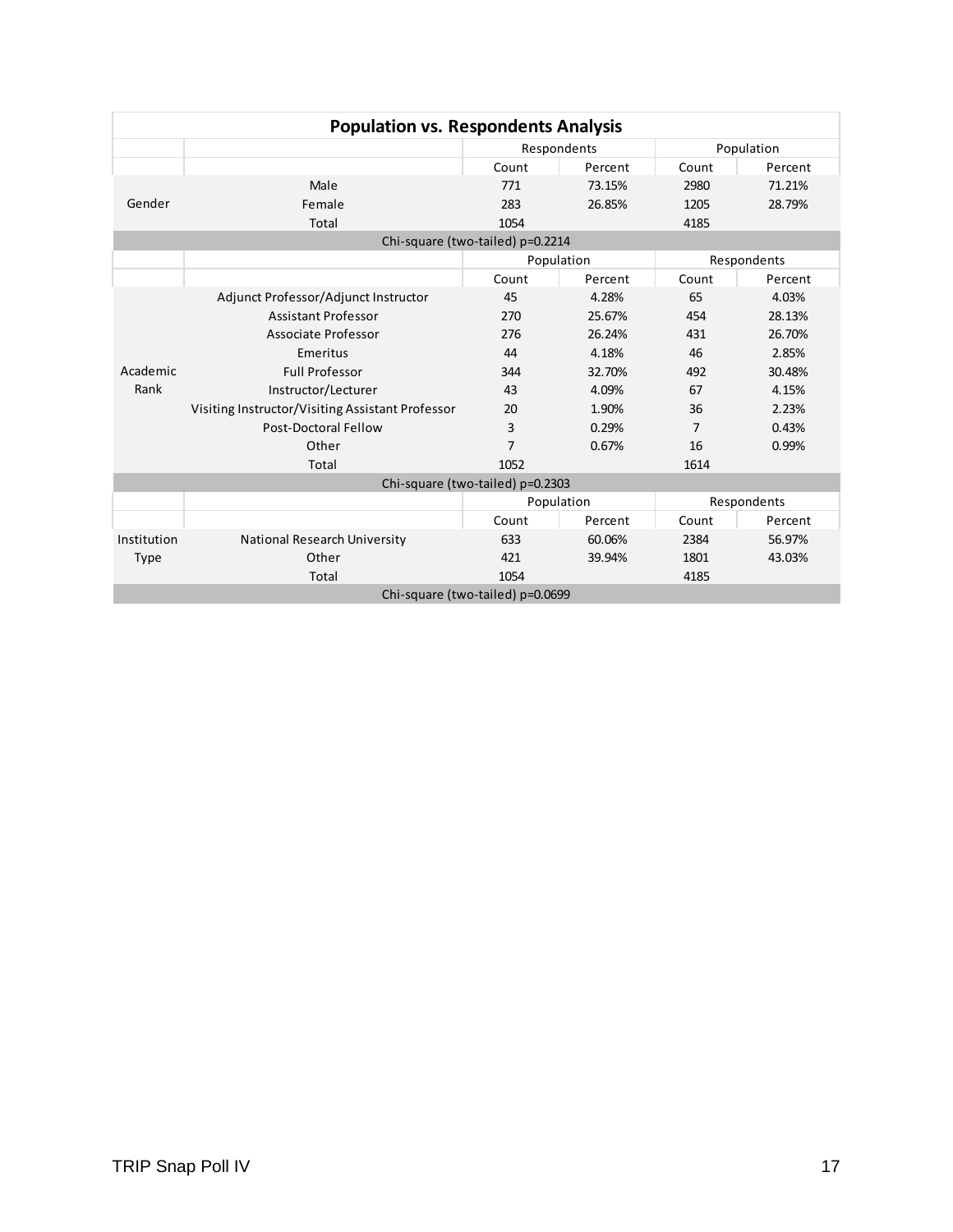**Population vs. Respondents Analysis**

| | | Respondents | | Population | |
|---|---|---|---|---|---|
| | | Count | Percent | Count | Percent |
| Gender | Male | 771 | 73.15% | 2980 | 71.21% |
| | Female | 283 | 26.85% | 1205 | 28.79% |
| | Total | 1054 | | 4185 | |
| Chi-square (two-tailed) p=0.2214 | | | | | |
| | | Population | | Respondents | |
| | | Count | Percent | Count | Percent |
| Academic Rank | Adjunct Professor/Adjunct Instructor | 45 | 4.28% | 65 | 4.03% |
| | Assistant Professor | 270 | 25.67% | 454 | 28.13% |
| | Associate Professor | 276 | 26.24% | 431 | 26.70% |
| | Emeritus | 44 | 4.18% | 46 | 2.85% |
| | Full Professor | 344 | 32.70% | 492 | 30.48% |
| | Instructor/Lecturer | 43 | 4.09% | 67 | 4.15% |
| | Visiting Instructor/Visiting Assistant Professor | 20 | 1.90% | 36 | 2.23% |
| | Post-Doctoral Fellow | 3 | 0.29% | 7 | 0.43% |
| | Other | 7 | 0.67% | 16 | 0.99% |
| | Total | 1052 | | 1614 | |
| Chi-square (two-tailed) p=0.2303 | | | | | |
| | | Population | | Respondents | |
| | | Count | Percent | Count | Percent |
| Institution Type | National Research University | 633 | 60.06% | 2384 | 56.97% |
| | Other | 421 | 39.94% | 1801 | 43.03% |
| | Total | 1054 | | 4185 | |
| Chi-square (two-tailed) p=0.0699 | | | | | |